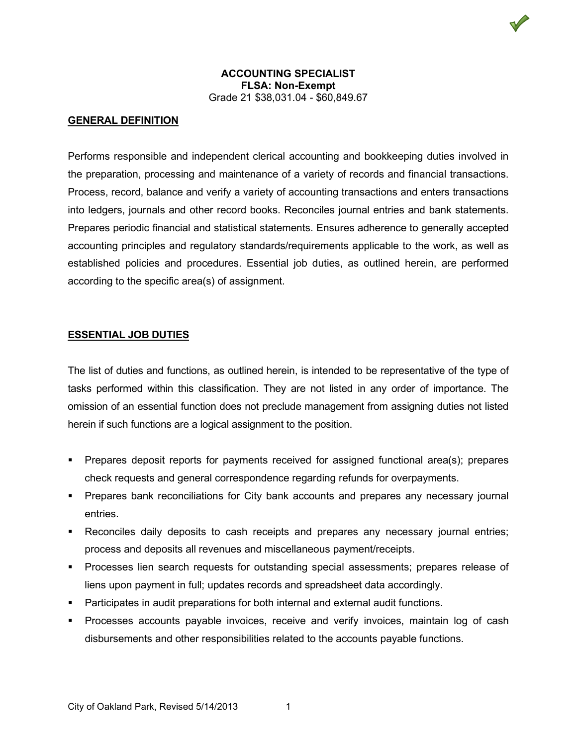**ACCOUNTING SPECIALIST**
**FLSA: Non-Exempt**
Grade 21 $38,031.04 - $60,849.67

## GENERAL DEFINITION

Performs responsible and independent clerical accounting and bookkeeping duties involved in the preparation, processing and maintenance of a variety of records and financial transactions. Process, record, balance and verify a variety of accounting transactions and enters transactions into ledgers, journals and other record books. Reconciles journal entries and bank statements. Prepares periodic financial and statistical statements. Ensures adherence to generally accepted accounting principles and regulatory standards/requirements applicable to the work, as well as established policies and procedures. Essential job duties, as outlined herein, are performed according to the specific area(s) of assignment.

## ESSENTIAL JOB DUTIES

The list of duties and functions, as outlined herein, is intended to be representative of the type of tasks performed within this classification. They are not listed in any order of importance. The omission of an essential function does not preclude management from assigning duties not listed herein if such functions are a logical assignment to the position.

- Prepares deposit reports for payments received for assigned functional area(s); prepares check requests and general correspondence regarding refunds for overpayments.
- Prepares bank reconciliations for City bank accounts and prepares any necessary journal entries.
- Reconciles daily deposits to cash receipts and prepares any necessary journal entries; process and deposits all revenues and miscellaneous payment/receipts.
- Processes lien search requests for outstanding special assessments; prepares release of liens upon payment in full; updates records and spreadsheet data accordingly.
- Participates in audit preparations for both internal and external audit functions.
- Processes accounts payable invoices, receive and verify invoices, maintain log of cash disbursements and other responsibilities related to the accounts payable functions.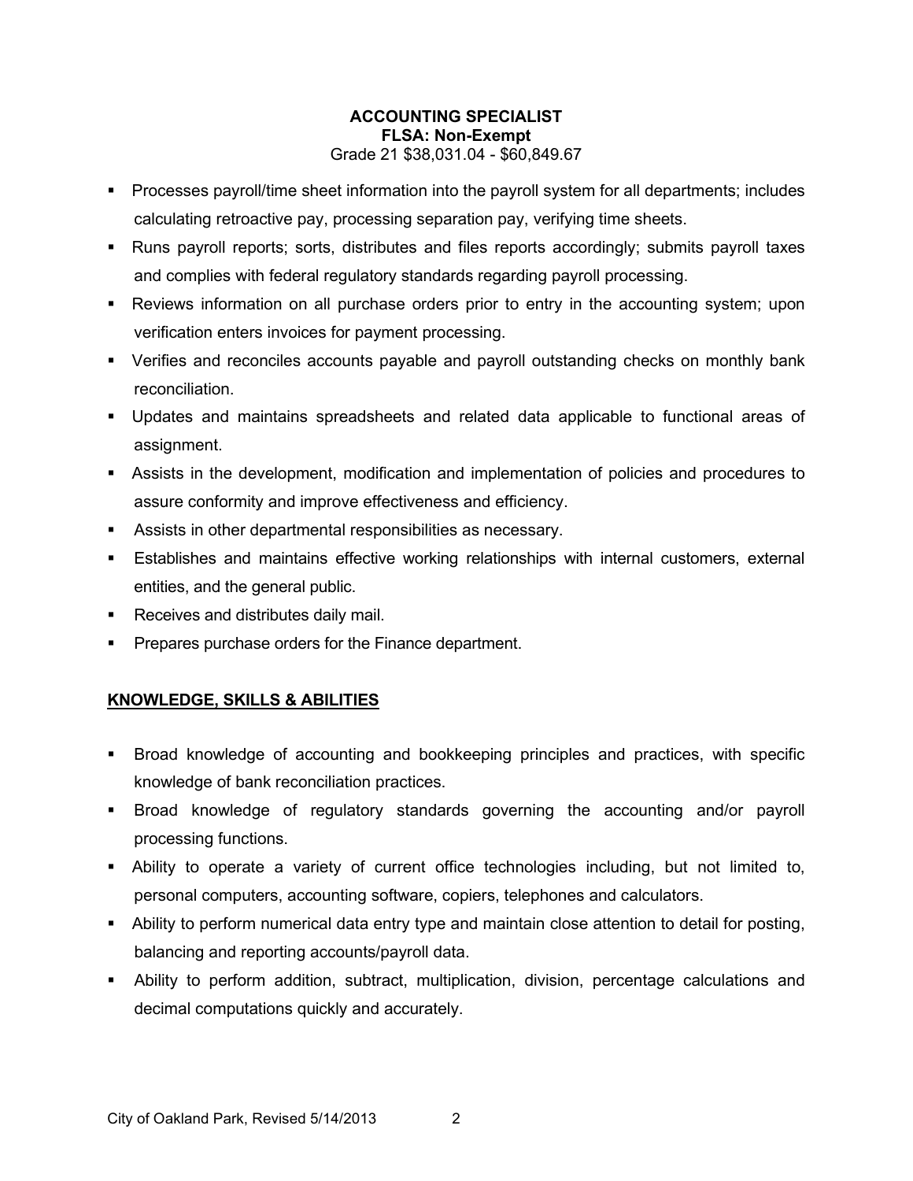**ACCOUNTING SPECIALIST**
**FLSA: Non-Exempt**
Grade 21 $38,031.04 - $60,849.67

- Processes payroll/time sheet information into the payroll system for all departments; includes calculating retroactive pay, processing separation pay, verifying time sheets.
- Runs payroll reports; sorts, distributes and files reports accordingly; submits payroll taxes and complies with federal regulatory standards regarding payroll processing.
- Reviews information on all purchase orders prior to entry in the accounting system; upon verification enters invoices for payment processing.
- Verifies and reconciles accounts payable and payroll outstanding checks on monthly bank reconciliation.
- Updates and maintains spreadsheets and related data applicable to functional areas of assignment.
- Assists in the development, modification and implementation of policies and procedures to assure conformity and improve effectiveness and efficiency.
- Assists in other departmental responsibilities as necessary.
- Establishes and maintains effective working relationships with internal customers, external entities, and the general public.
- Receives and distributes daily mail.
- Prepares purchase orders for the Finance department.

## KNOWLEDGE, SKILLS & ABILITIES

- Broad knowledge of accounting and bookkeeping principles and practices, with specific knowledge of bank reconciliation practices.
- Broad knowledge of regulatory standards governing the accounting and/or payroll processing functions.
- Ability to operate a variety of current office technologies including, but not limited to, personal computers, accounting software, copiers, telephones and calculators.
- Ability to perform numerical data entry type and maintain close attention to detail for posting, balancing and reporting accounts/payroll data.
- Ability to perform addition, subtract, multiplication, division, percentage calculations and decimal computations quickly and accurately.

City of Oakland Park, Revised 5/14/2013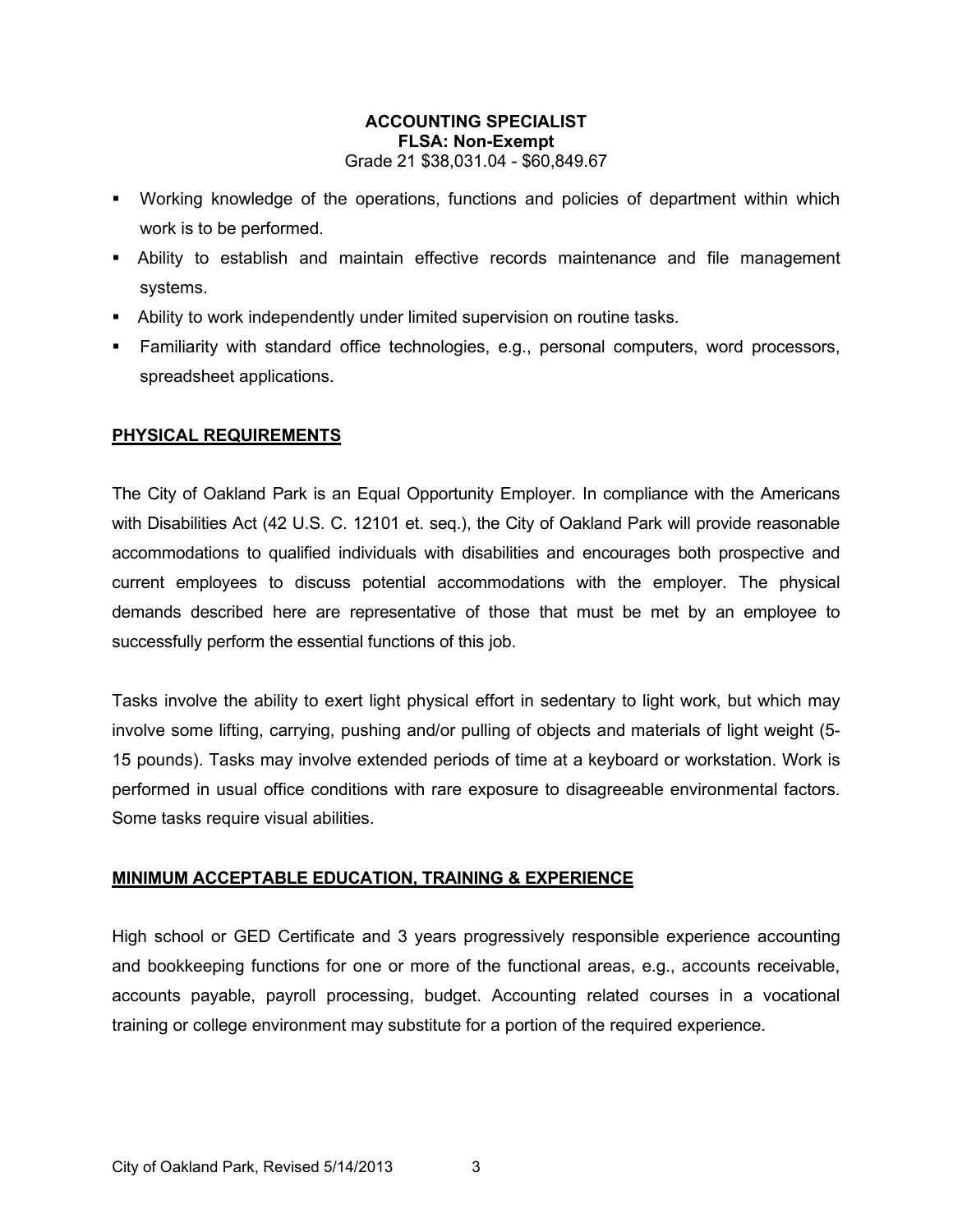**ACCOUNTING SPECIALIST**
**FLSA: Non-Exempt**
Grade 21 $38,031.04 - $60,849.67

- Working knowledge of the operations, functions and policies of department within which work is to be performed.
- Ability to establish and maintain effective records maintenance and file management systems.
- Ability to work independently under limited supervision on routine tasks.
- Familiarity with standard office technologies, e.g., personal computers, word processors, spreadsheet applications.

## PHYSICAL REQUIREMENTS

The City of Oakland Park is an Equal Opportunity Employer. In compliance with the Americans with Disabilities Act (42 U.S. C. 12101 et. seq.), the City of Oakland Park will provide reasonable accommodations to qualified individuals with disabilities and encourages both prospective and current employees to discuss potential accommodations with the employer. The physical demands described here are representative of those that must be met by an employee to successfully perform the essential functions of this job.

Tasks involve the ability to exert light physical effort in sedentary to light work, but which may involve some lifting, carrying, pushing and/or pulling of objects and materials of light weight (5-15 pounds). Tasks may involve extended periods of time at a keyboard or workstation. Work is performed in usual office conditions with rare exposure to disagreeable environmental factors. Some tasks require visual abilities.

## MINIMUM ACCEPTABLE EDUCATION, TRAINING & EXPERIENCE

High school or GED Certificate and 3 years progressively responsible experience accounting and bookkeeping functions for one or more of the functional areas, e.g., accounts receivable, accounts payable, payroll processing, budget. Accounting related courses in a vocational training or college environment may substitute for a portion of the required experience.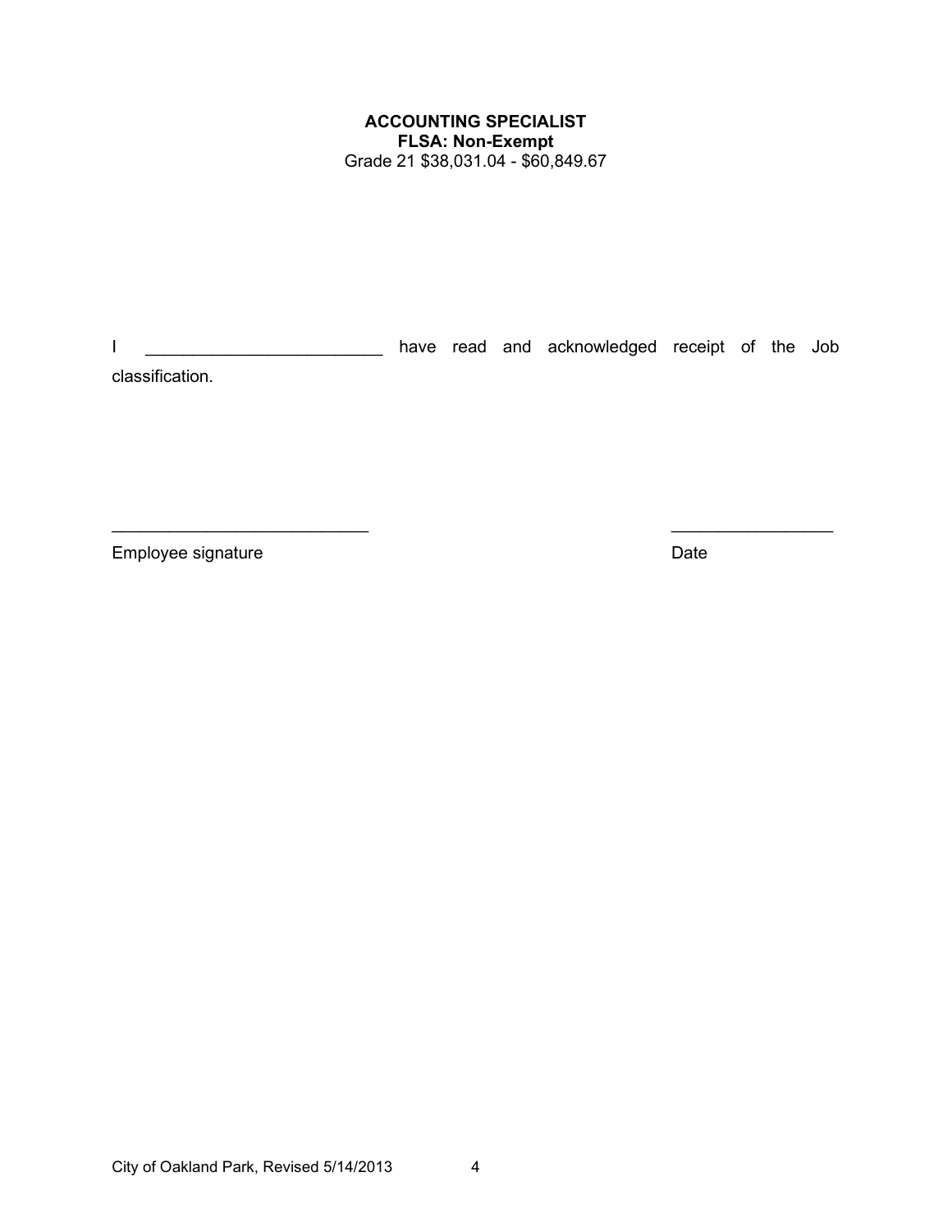**ACCOUNTING SPECIALIST**
**FLSA: Non-Exempt**
Grade 21 $38,031.04 - $60,849.67

I _________________________ have read and acknowledged receipt of the Job classification.

___________________________ _________________

Employee signature Date